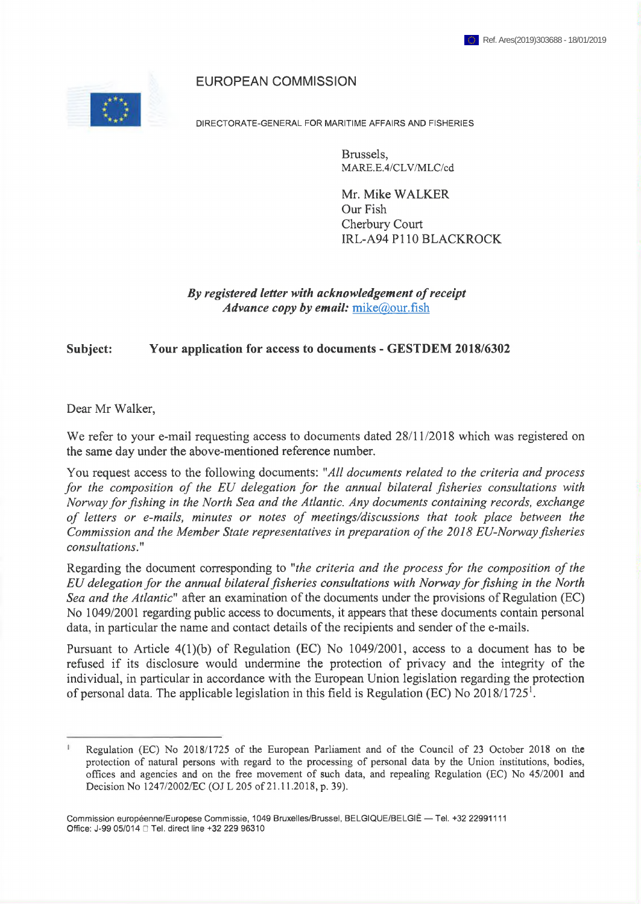Ref. Ares(2019)303688 - 18/01/2019

EUROPEAN COMMISSION

DIRECTORATE-GENERAL FOR MARITIME AFFAIRS AND FISHERIES

Brussels,
MARE.E.4/CLV/MLC/cd

Mr. Mike WALKER
Our Fish
Cherbury Court
IRL-A94 P110 BLACKROCK

***By registered letter with acknowledgement of receipt***
***Advance copy by email:*** mike@our.fish

**Subject: Your application for access to documents - GESTDEM 2018/6302**

Dear Mr Walker,

We refer to your e-mail requesting access to documents dated 28/11/2018 which was registered on the same day under the above-mentioned reference number.

You request access to the following documents: "*All documents related to the criteria and process for the composition of the EU delegation for the annual bilateral fisheries consultations with Norway for fishing in the North Sea and the Atlantic. Any documents containing records, exchange of letters or e-mails, minutes or notes of meetings/discussions that took place between the Commission and the Member State representatives in preparation of the 2018 EU-Norway fisheries consultations.*"

Regarding the document corresponding to "*the criteria and the process for the composition of the EU delegation for the annual bilateral fisheries consultations with Norway for fishing in the North Sea and the Atlantic*" after an examination of the documents under the provisions of Regulation (EC) No 1049/2001 regarding public access to documents, it appears that these documents contain personal data, in particular the name and contact details of the recipients and sender of the e-mails.

Pursuant to Article 4(1)(b) of Regulation (EC) No 1049/2001, access to a document has to be refused if its disclosure would undermine the protection of privacy and the integrity of the individual, in particular in accordance with the European Union legislation regarding the protection of personal data. The applicable legislation in this field is Regulation (EC) No 2018/1725[1].

[1] Regulation (EC) No 2018/1725 of the European Parliament and of the Council of 23 October 2018 on the protection of natural persons with regard to the processing of personal data by the Union institutions, bodies, offices and agencies and on the free movement of such data, and repealing Regulation (EC) No 45/2001 and Decision No 1247/2002/EC (OJ L 205 of 21.11.2018, p. 39).

Commission européenne/Europese Commissie, 1049 Bruxelles/Brussel, BELGIQUE/BELGIË — Tel. +32 22991111
Office: J-99 05/014 Tel. direct line +32 229 96310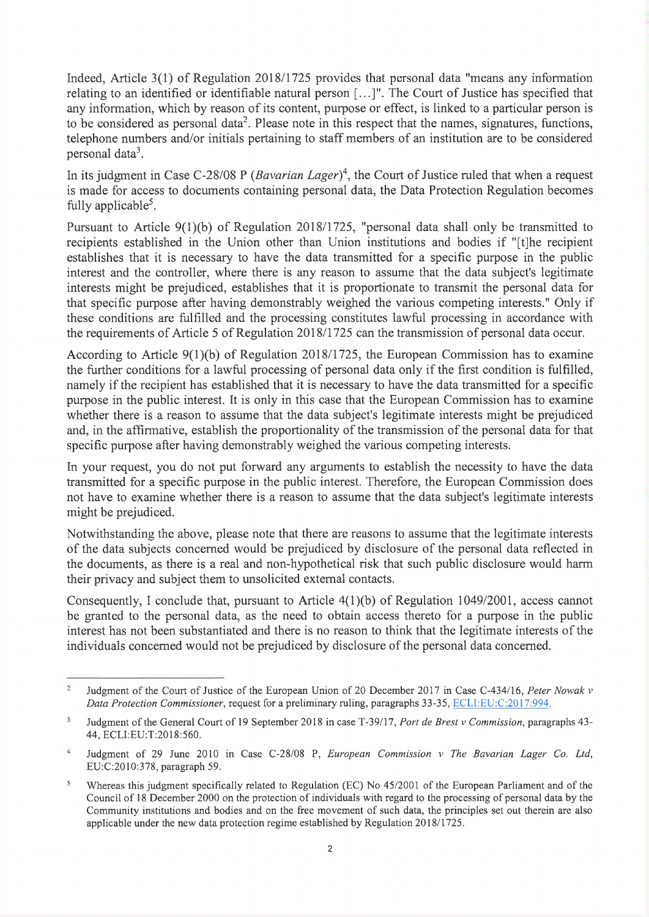Indeed, Article 3(1) of Regulation 2018/1725 provides that personal data "means any information relating to an identified or identifiable natural person [...]". The Court of Justice has specified that any information, which by reason of its content, purpose or effect, is linked to a particular person is to be considered as personal data[2]. Please note in this respect that the names, signatures, functions, telephone numbers and/or initials pertaining to staff members of an institution are to be considered personal data[3].

In its judgment in Case C-28/08 P (*Bavarian Lager*)[4], the Court of Justice ruled that when a request is made for access to documents containing personal data, the Data Protection Regulation becomes fully applicable[5].

Pursuant to Article 9(1)(b) of Regulation 2018/1725, "personal data shall only be transmitted to recipients established in the Union other than Union institutions and bodies if "[t]he recipient establishes that it is necessary to have the data transmitted for a specific purpose in the public interest and the controller, where there is any reason to assume that the data subject's legitimate interests might be prejudiced, establishes that it is proportionate to transmit the personal data for that specific purpose after having demonstrably weighed the various competing interests." Only if these conditions are fulfilled and the processing constitutes lawful processing in accordance with the requirements of Article 5 of Regulation 2018/1725 can the transmission of personal data occur.

According to Article 9(1)(b) of Regulation 2018/1725, the European Commission has to examine the further conditions for a lawful processing of personal data only if the first condition is fulfilled, namely if the recipient has established that it is necessary to have the data transmitted for a specific purpose in the public interest. It is only in this case that the European Commission has to examine whether there is a reason to assume that the data subject's legitimate interests might be prejudiced and, in the affirmative, establish the proportionality of the transmission of the personal data for that specific purpose after having demonstrably weighed the various competing interests.

In your request, you do not put forward any arguments to establish the necessity to have the data transmitted for a specific purpose in the public interest. Therefore, the European Commission does not have to examine whether there is a reason to assume that the data subject's legitimate interests might be prejudiced.

Notwithstanding the above, please note that there are reasons to assume that the legitimate interests of the data subjects concerned would be prejudiced by disclosure of the personal data reflected in the documents, as there is a real and non-hypothetical risk that such public disclosure would harm their privacy and subject them to unsolicited external contacts.

Consequently, I conclude that, pursuant to Article 4(1)(b) of Regulation 1049/2001, access cannot be granted to the personal data, as the need to obtain access thereto for a purpose in the public interest has not been substantiated and there is no reason to think that the legitimate interests of the individuals concerned would not be prejudiced by disclosure of the personal data concerned.

---

[2] Judgment of the Court of Justice of the European Union of 20 December 2017 in Case C-434/16, *Peter Nowak v Data Protection Commissioner*, request for a preliminary ruling, paragraphs 33-35, ECLI:EU:C:2017:994.

[3] Judgment of the General Court of 19 September 2018 in case T-39/17, *Port de Brest v Commission*, paragraphs 43-44, ECLI:EU:T:2018:560.

[4] Judgment of 29 June 2010 in Case C-28/08 P, *European Commission v The Bavarian Lager Co. Ltd*, EU:C:2010:378, paragraph 59.

[5] Whereas this judgment specifically related to Regulation (EC) No 45/2001 of the European Parliament and of the Council of 18 December 2000 on the protection of individuals with regard to the processing of personal data by the Community institutions and bodies and on the free movement of such data, the principles set out therein are also applicable under the new data protection regime established by Regulation 2018/1725.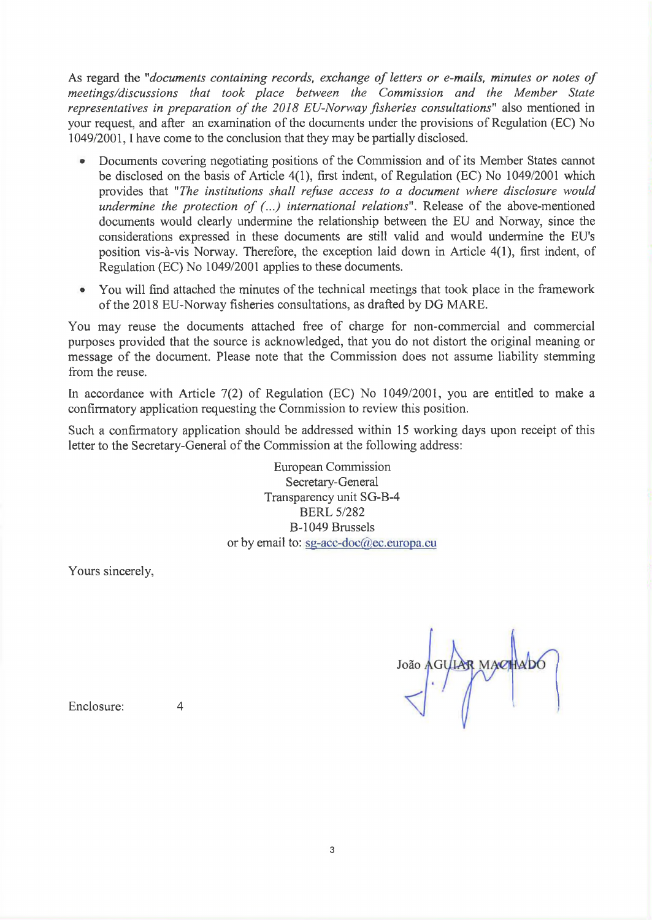As regard the "*documents containing records, exchange of letters or e-mails, minutes or notes of meetings/discussions that took place between the Commission and the Member State representatives in preparation of the 2018 EU-Norway fisheries consultations*" also mentioned in your request, and after an examination of the documents under the provisions of Regulation (EC) No 1049/2001, I have come to the conclusion that they may be partially disclosed.

- Documents covering negotiating positions of the Commission and of its Member States cannot be disclosed on the basis of Article 4(1), first indent, of Regulation (EC) No 1049/2001 which provides that "*The institutions shall refuse access to a document where disclosure would undermine the protection of (...) international relations*". Release of the above-mentioned documents would clearly undermine the relationship between the EU and Norway, since the considerations expressed in these documents are still valid and would undermine the EU's position vis-à-vis Norway. Therefore, the exception laid down in Article 4(1), first indent, of Regulation (EC) No 1049/2001 applies to these documents.
- You will find attached the minutes of the technical meetings that took place in the framework of the 2018 EU-Norway fisheries consultations, as drafted by DG MARE.

You may reuse the documents attached free of charge for non-commercial and commercial purposes provided that the source is acknowledged, that you do not distort the original meaning or message of the document. Please note that the Commission does not assume liability stemming from the reuse.

In accordance with Article 7(2) of Regulation (EC) No 1049/2001, you are entitled to make a confirmatory application requesting the Commission to review this position.

Such a confirmatory application should be addressed within 15 working days upon receipt of this letter to the Secretary-General of the Commission at the following address:

European Commission
Secretary-General
Transparency unit SG-B-4
BERL 5/282
B-1049 Brussels
or by email to: sg-acc-doc@ec.europa.eu

Yours sincerely,

João AGUIAR MACHADO

Enclosure: 4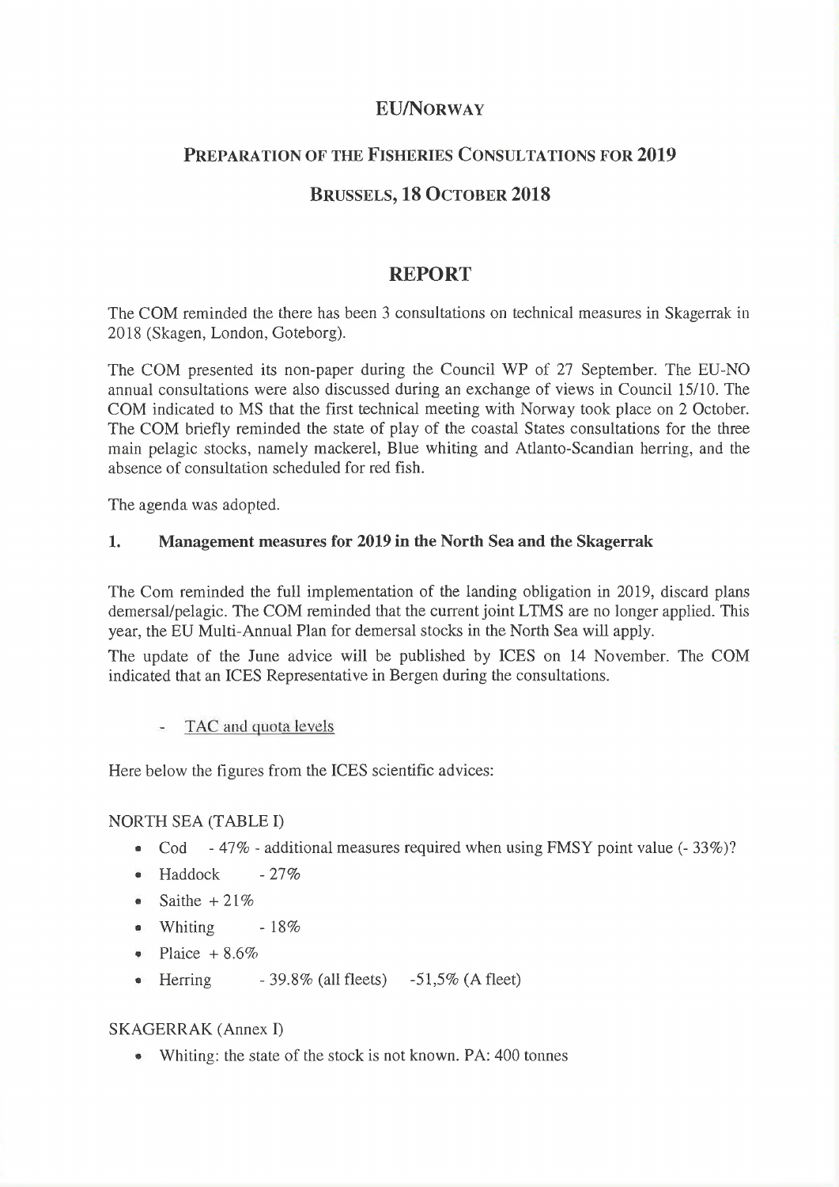# EU/NORWAY

## PREPARATION OF THE FISHERIES CONSULTATIONS FOR 2019

## BRUSSELS, 18 OCTOBER 2018

# REPORT

The COM reminded the there has been 3 consultations on technical measures in Skagerrak in 2018 (Skagen, London, Goteborg).

The COM presented its non-paper during the Council WP of 27 September. The EU-NO annual consultations were also discussed during an exchange of views in Council 15/10. The COM indicated to MS that the first technical meeting with Norway took place on 2 October. The COM briefly reminded the state of play of the coastal States consultations for the three main pelagic stocks, namely mackerel, Blue whiting and Atlanto-Scandian herring, and the absence of consultation scheduled for red fish.

The agenda was adopted.

### 1. Management measures for 2019 in the North Sea and the Skagerrak

The Com reminded the full implementation of the landing obligation in 2019, discard plans demersal/pelagic. The COM reminded that the current joint LTMS are no longer applied. This year, the EU Multi-Annual Plan for demersal stocks in the North Sea will apply.

The update of the June advice will be published by ICES on 14 November. The COM indicated that an ICES Representative in Bergen during the consultations.

- TAC and quota levels

Here below the figures from the ICES scientific advices:

NORTH SEA (TABLE I)

- Cod - 47% - additional measures required when using FMSY point value (- 33%)?
- Haddock - 27%
- Saithe + 21%
- Whiting - 18%
- Plaice + 8.6%
- Herring - 39.8% (all fleets) -51,5% (A fleet)

SKAGERRAK (Annex I)

- Whiting: the state of the stock is not known. PA: 400 tonnes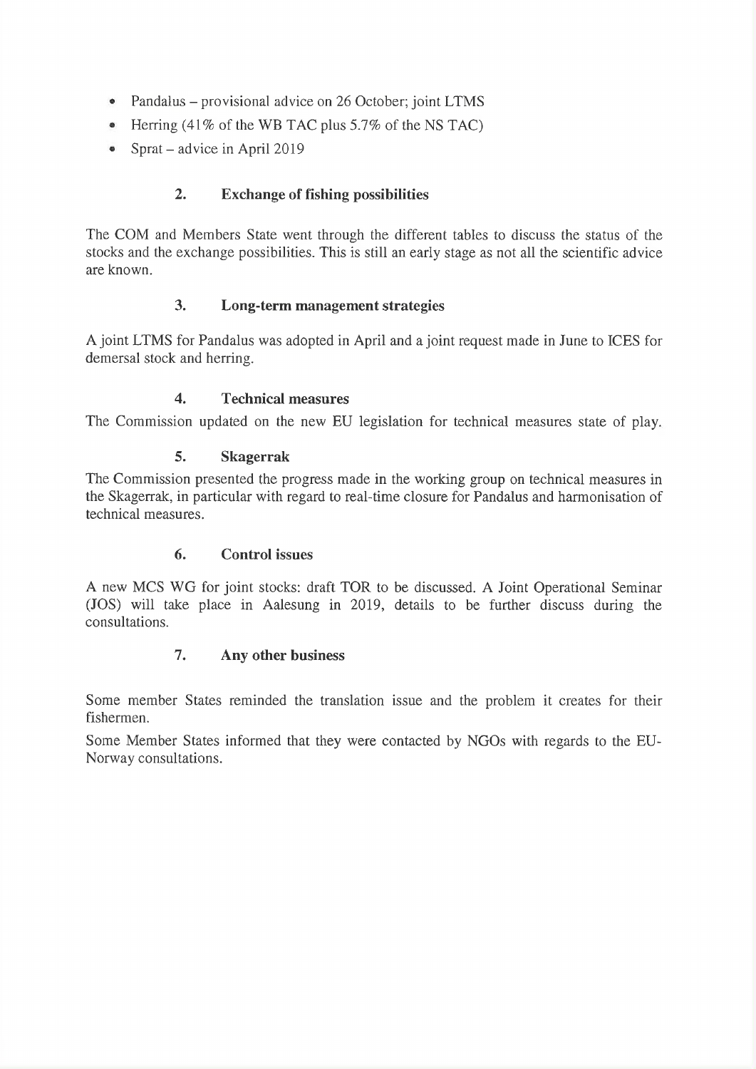- Pandalus – provisional advice on 26 October; joint LTMS
- Herring (41% of the WB TAC plus 5.7% of the NS TAC)
- Sprat – advice in April 2019

## 2. Exchange of fishing possibilities

The COM and Members State went through the different tables to discuss the status of the stocks and the exchange possibilities. This is still an early stage as not all the scientific advice are known.

## 3. Long-term management strategies

A joint LTMS for Pandalus was adopted in April and a joint request made in June to ICES for demersal stock and herring.

## 4. Technical measures

The Commission updated on the new EU legislation for technical measures state of play.

## 5. Skagerrak

The Commission presented the progress made in the working group on technical measures in the Skagerrak, in particular with regard to real-time closure for Pandalus and harmonisation of technical measures.

## 6. Control issues

A new MCS WG for joint stocks: draft TOR to be discussed. A Joint Operational Seminar (JOS) will take place in Aalesung in 2019, details to be further discuss during the consultations.

## 7. Any other business

Some member States reminded the translation issue and the problem it creates for their fishermen.

Some Member States informed that they were contacted by NGOs with regards to the EU-Norway consultations.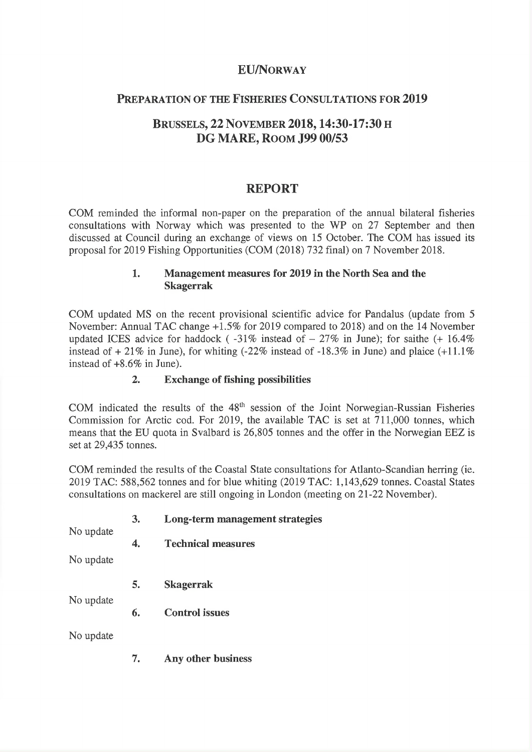# EU/NORWAY

## PREPARATION OF THE FISHERIES CONSULTATIONS FOR 2019

## BRUSSELS, 22 NOVEMBER 2018, 14:30-17:30 H
## DG MARE, ROOM J99 00/53

## REPORT

COM reminded the informal non-paper on the preparation of the annual bilateral fisheries consultations with Norway which was presented to the WP on 27 September and then discussed at Council during an exchange of views on 15 October. The COM has issued its proposal for 2019 Fishing Opportunities (COM (2018) 732 final) on 7 November 2018.

### 1. Management measures for 2019 in the North Sea and the Skagerrak

COM updated MS on the recent provisional scientific advice for Pandalus (update from 5 November: Annual TAC change +1.5% for 2019 compared to 2018) and on the 14 November updated ICES advice for haddock ( -31% instead of – 27% in June); for saithe (+ 16.4% instead of + 21% in June), for whiting (-22% instead of -18.3% in June) and plaice (+11.1% instead of +8.6% in June).

### 2. Exchange of fishing possibilities

COM indicated the results of the 48th session of the Joint Norwegian-Russian Fisheries Commission for Arctic cod. For 2019, the available TAC is set at 711,000 tonnes, which means that the EU quota in Svalbard is 26,805 tonnes and the offer in the Norwegian EEZ is set at 29,435 tonnes.

COM reminded the results of the Coastal State consultations for Atlanto-Scandian herring (ie. 2019 TAC: 588,562 tonnes and for blue whiting (2019 TAC: 1,143,629 tonnes. Coastal States consultations on mackerel are still ongoing in London (meeting on 21-22 November).

### 3. Long-term management strategies

No update

### 4. Technical measures

No update

### 5. Skagerrak

No update

### 6. Control issues

No update

### 7. Any other business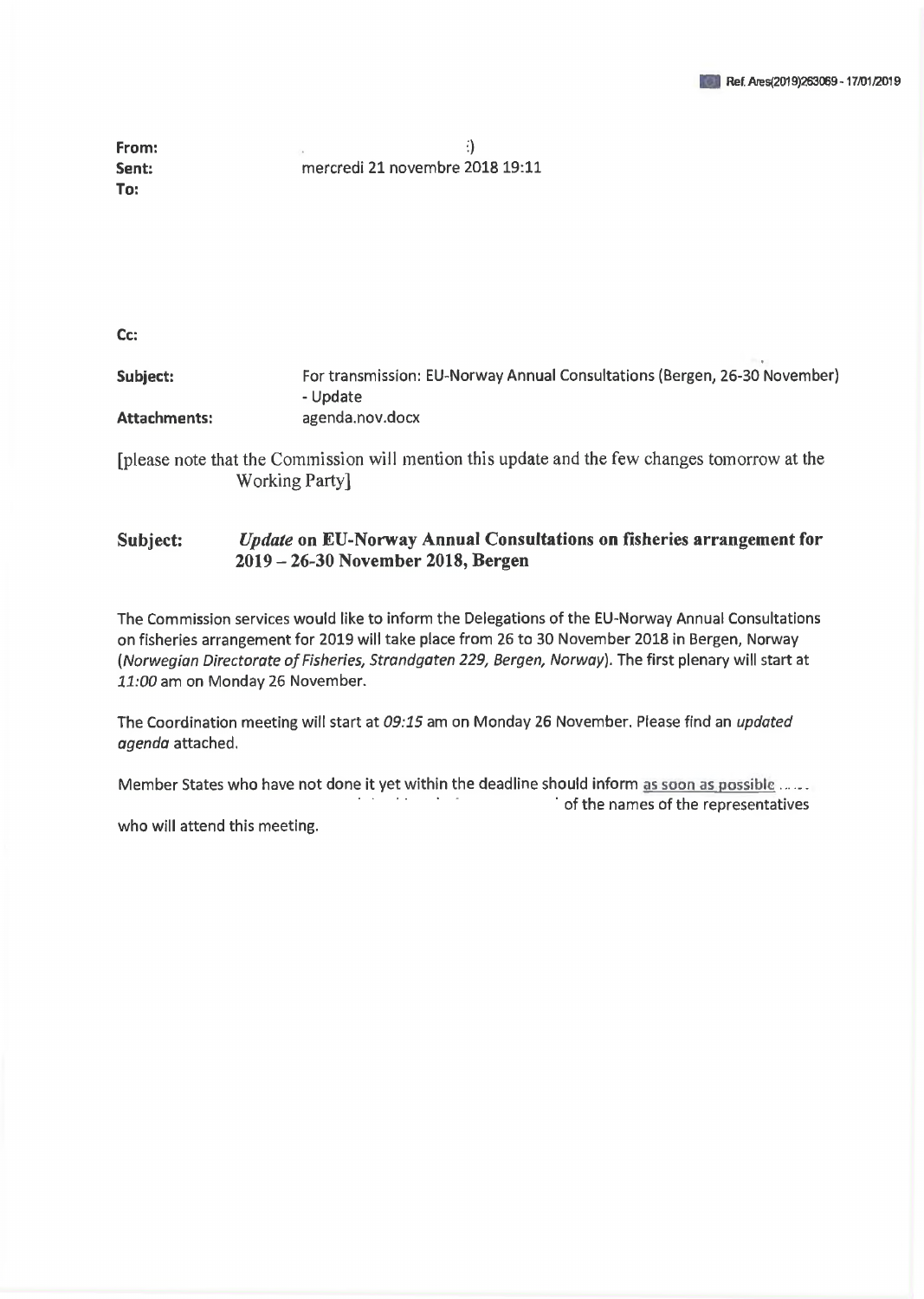Ref. Ares(2019)263069 - 17/01/2019

**From:** :)
**Sent:** mercredi 21 novembre 2018 19:11
**To:**

**Cc:**

**Subject:** For transmission: EU-Norway Annual Consultations (Bergen, 26-30 November) - Update
**Attachments:** agenda.nov.docx

[please note that the Commission will mention this update and the few changes tomorrow at the Working Party]

**Subject:** ***Update*** **on EU-Norway Annual Consultations on fisheries arrangement for 2019 – 26-30 November 2018, Bergen**

The Commission services would like to inform the Delegations of the EU-Norway Annual Consultations on fisheries arrangement for 2019 will take place from 26 to 30 November 2018 in Bergen, Norway (*Norwegian Directorate of Fisheries, Strandgaten 229, Bergen, Norway*). The first plenary will start at *11:00* am on Monday 26 November.

The Coordination meeting will start at *09:15* am on Monday 26 November. Please find an *updated agenda* attached.

Member States who have not done it yet within the deadline should inform as soon as possible of the names of the representatives who will attend this meeting.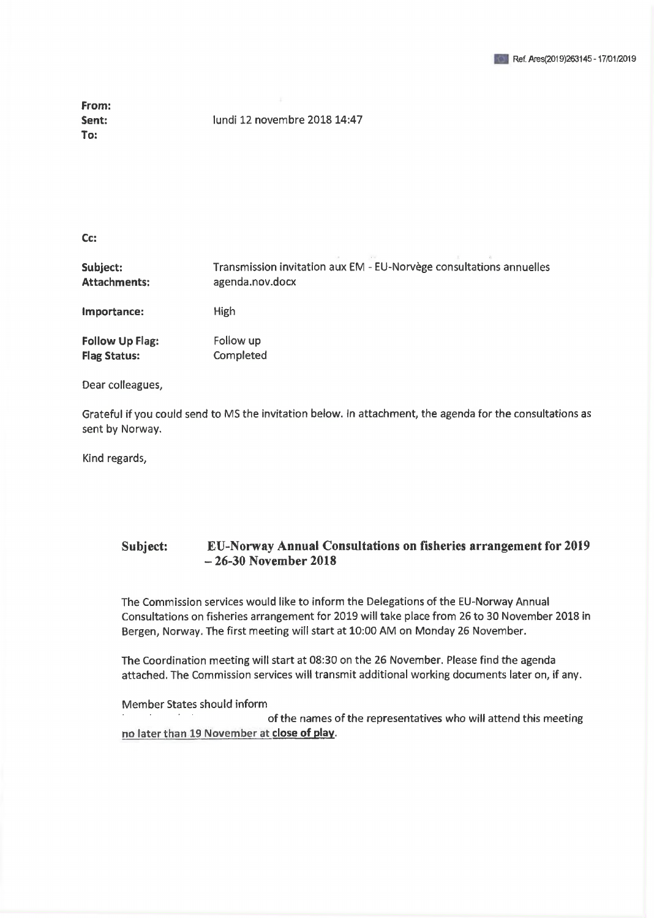Ref. Ares(2019)263145 - 17/01/2019

**From:**
**Sent:** lundi 12 novembre 2018 14:47
**To:**

**Cc:**

**Subject:** Transmission invitation aux EM - EU-Norvège consultations annuelles
**Attachments:** agenda.nov.docx

**Importance:** High

**Follow Up Flag:** Follow up
**Flag Status:** Completed

Dear colleagues,

Grateful if you could send to MS the invitation below. In attachment, the agenda for the consultations as sent by Norway.

Kind regards,

**Subject: EU-Norway Annual Consultations on fisheries arrangement for 2019 – 26-30 November 2018**

The Commission services would like to inform the Delegations of the EU-Norway Annual Consultations on fisheries arrangement for 2019 will take place from 26 to 30 November 2018 in Bergen, Norway. The first meeting will start at 10:00 AM on Monday 26 November.

The Coordination meeting will start at 08:30 on the 26 November. Please find the agenda attached. The Commission services will transmit additional working documents later on, if any.

Member States should inform of the names of the representatives who will attend this meeting no later than 19 November at **close of play**.